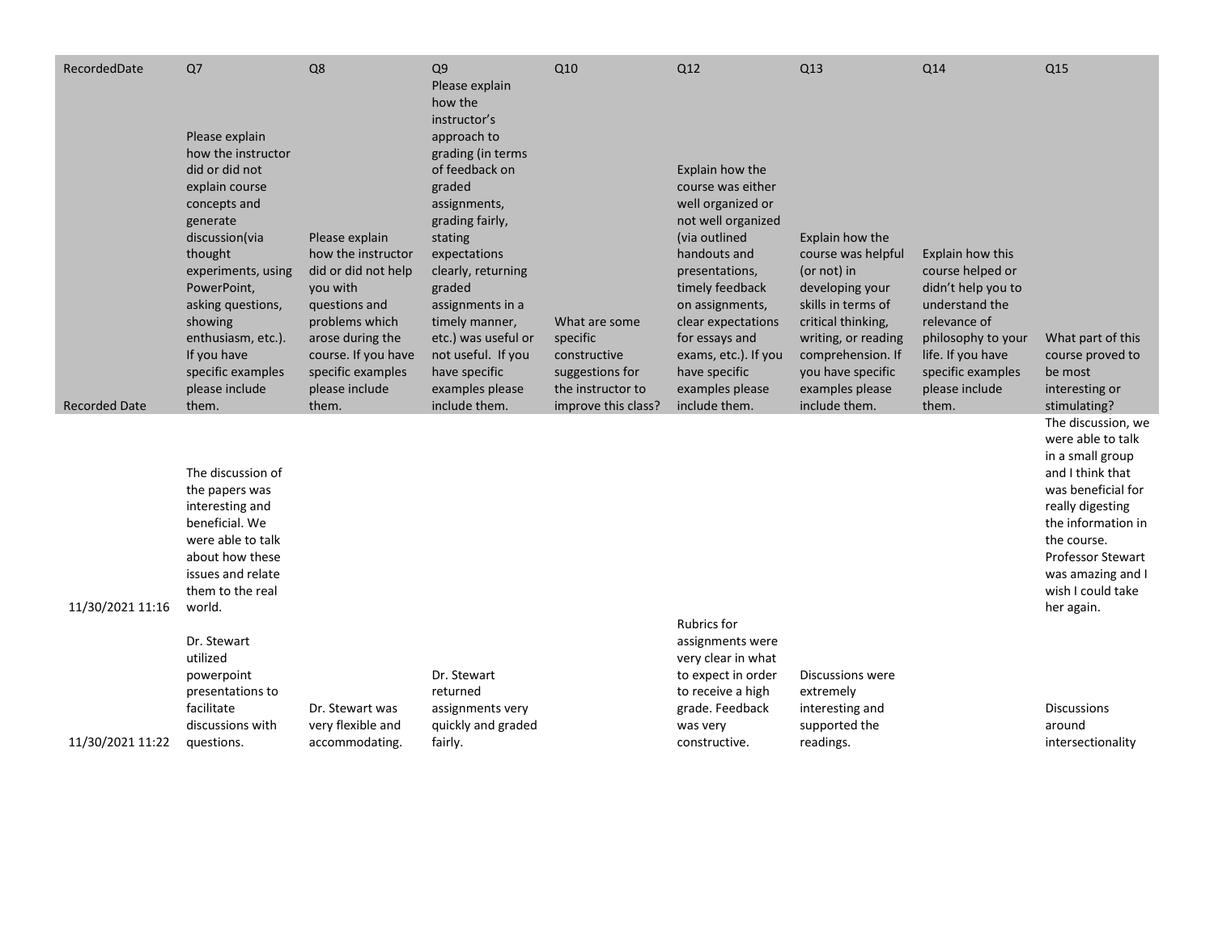| RecordedDate | Q7 | Q8 | Q9 | Q10 | Q12 | Q13 | Q14 | Q15 |
|---|---|---|---|---|---|---|---|---|
| Recorded Date | Please explain how the instructor did or did not explain course concepts and generate discussion(via thought experiments, using PowerPoint, asking questions, showing enthusiasm, etc.). If you have specific examples please include them. | Please explain how the instructor did or did not help you with questions and problems which arose during the course. If you have specific examples please include them. | Please explain how the instructor's approach to grading (in terms of feedback on graded assignments, grading fairly, stating expectations clearly, returning graded assignments in a timely manner, etc.) was useful or not useful. If you have specific examples please include them. | What are some specific constructive suggestions for the instructor to improve this class? | Explain how the course was either well organized or not well organized (via outlined handouts and presentations, timely feedback on assignments, clear expectations for essays and exams, etc.). If you have specific examples please include them. | Explain how the course was helpful (or not) in developing your skills in terms of critical thinking, writing, or reading comprehension. If you have specific examples please include them. | Explain how this course helped or didn't help you to understand the relevance of philosophy to your life. If you have specific examples please include them. | What part of this course proved to be most interesting or stimulating? |
| 11/30/2021 11:16 | The discussion of the papers was interesting and beneficial. We were able to talk about how these issues and relate them to the real world. | | | | | | | The discussion, we were able to talk in a small group and I think that was beneficial for really digesting the information in the course. Professor Stewart was amazing and I wish I could take her again. |
| 11/30/2021 11:22 | Dr. Stewart utilized powerpoint presentations to facilitate discussions with questions. | Dr. Stewart was very flexible and accommodating. | Dr. Stewart returned assignments very quickly and graded fairly. | | Rubrics for assignments were very clear in what to expect in order to receive a high grade. Feedback was very constructive. | Discussions were extremely interesting and supported the readings. | | Discussions around intersectionality |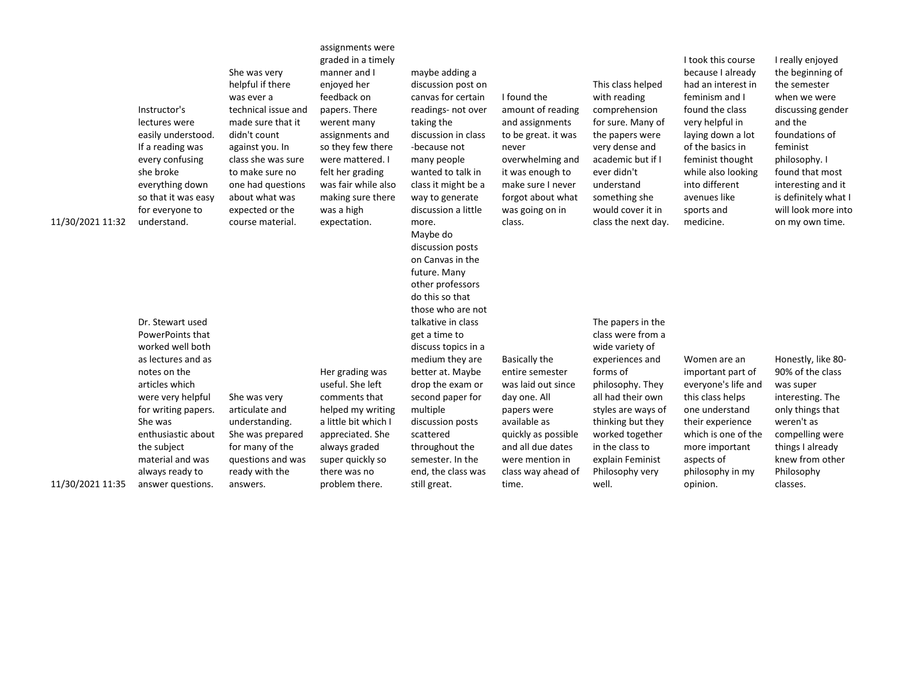| | | | | | | | | |
|---|---|---|---|---|---|---|---|---|
| 11/30/2021 11:32 | Instructor's lectures were easily understood. If a reading was every confusing she broke everything down so that it was easy for everyone to understand. | She was very helpful if there was ever a technical issue and made sure that it didn't count against you. In class she was sure to make sure no one had questions about what was expected or the course material. | assignments were graded in a timely manner and I enjoyed her feedback on papers. There werent many assignments and so they few there were mattered. I felt her grading was fair while also making sure there was a high expectation. | maybe adding a discussion post on canvas for certain readings- not over taking the discussion in class -because not many people wanted to talk in class it might be a way to generate discussion a little more. | I found the amount of reading and assignments to be great. it was never overwhelming and it was enough to make sure I never forgot about what was going on in class. | This class helped with reading comprehension for sure. Many of the papers were very dense and academic but if I ever didn't understand something she would cover it in class the next day. | I took this course because I already had an interest in feminism and I found the class very helpful in laying down a lot of the basics in feminist thought while also looking into different avenues like sports and medicine. | I really enjoyed the beginning of the semester when we were discussing gender and the foundations of feminist philosophy. I found that most interesting and it is definitely what I will look more into on my own time. |
| 11/30/2021 11:35 | Dr. Stewart used PowerPoints that worked well both as lectures and as notes on the articles which were very helpful for writing papers. She was enthusiastic about the subject material and was always ready to answer questions. | She was very articulate and understanding. She was prepared for many of the questions and was ready with the answers. | Her grading was useful. She left comments that helped my writing a little bit which I appreciated. She always graded super quickly so there was no problem there. | Maybe do discussion posts on Canvas in the future. Many other professors do this so that those who are not talkative in class get a time to discuss topics in a medium they are better at. Maybe drop the exam or second paper for multiple discussion posts scattered throughout the semester. In the end, the class was still great. | Basically the entire semester was laid out since day one. All papers were available as quickly as possible and all due dates were mention in class way ahead of time. | The papers in the class were from a wide variety of experiences and forms of philosophy. They all had their own styles are ways of thinking but they worked together in the class to explain Feminist Philosophy very well. | Women are an important part of everyone's life and this class helps one understand their experience which is one of the more important aspects of philosophy in my opinion. | Honestly, like 80-90% of the class was super interesting. The only things that weren't as compelling were things I already knew from other Philosophy classes. |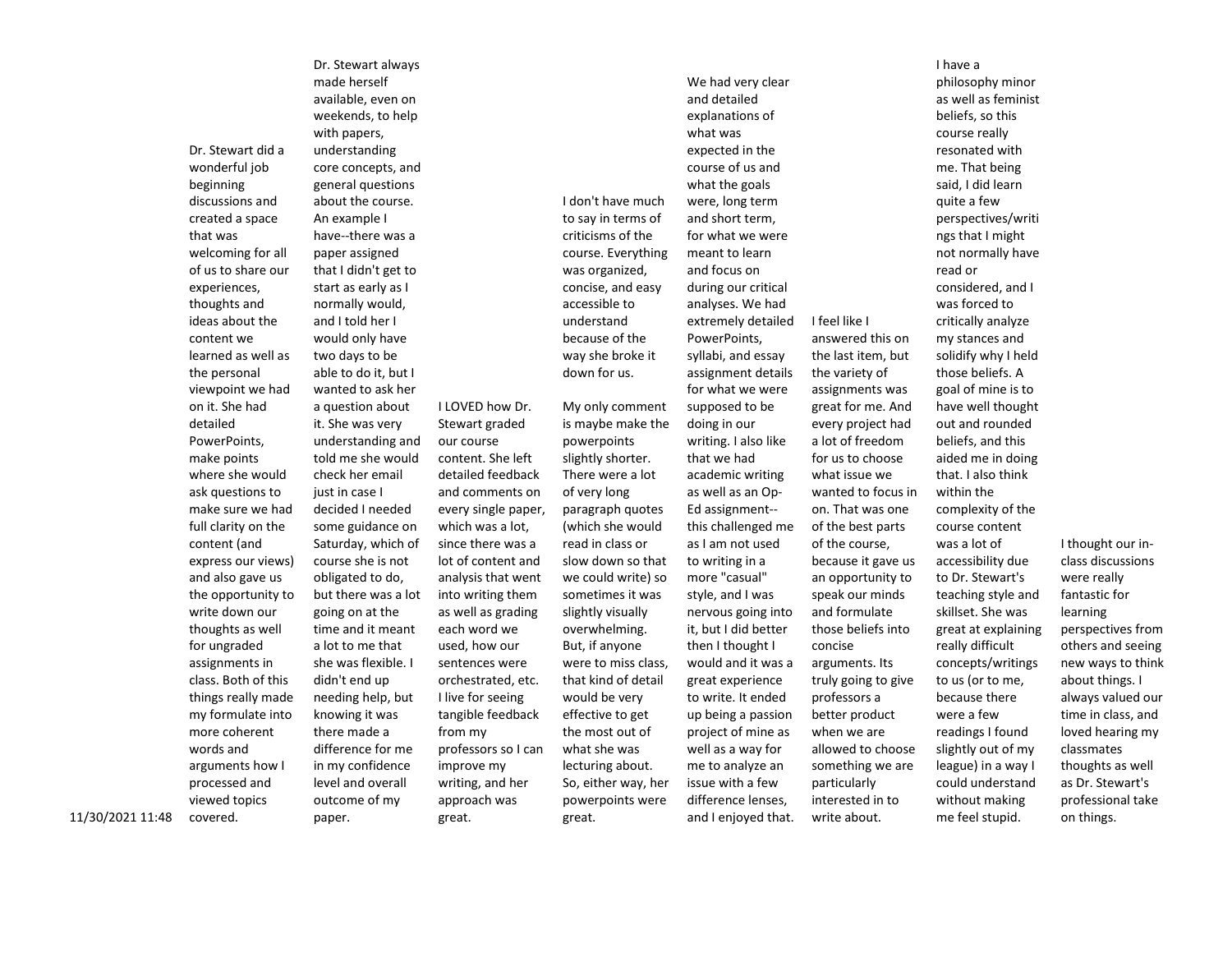| | | | | | | | | |
|---|---|---|---|---|---|---|---|---|
| 11/30/2021 11:48 | Dr. Stewart did a wonderful job beginning discussions and created a space that was welcoming for all of us to share our experiences, thoughts and ideas about the content we learned as well as the personal viewpoint we had on it. She had detailed PowerPoints, make points where she would ask questions to make sure we had full clarity on the content (and express our views) and also gave us the opportunity to write down our thoughts as well for ungraded assignments in class. Both of this things really made my formulate into more coherent words and arguments how I processed and viewed topics covered. | Dr. Stewart always made herself available, even on weekends, to help with papers, understanding core concepts, and general questions about the course. An example I have--there was a paper assigned that I didn't get to start as early as I normally would, and I told her I would only have two days to be able to do it, but I wanted to ask her a question about it. She was very understanding and told me she would check her email just in case I decided I needed some guidance on Saturday, which of course she is not obligated to do, but there was a lot going on at the time and it meant a lot to me that she was flexible. I didn't end up needing help, but knowing it was there made a difference for me in my confidence level and overall outcome of my paper. | I LOVED how Dr. Stewart graded our course content. She left detailed feedback and comments on every single paper, which was a lot, since there was a lot of content and analysis that went into writing them as well as grading each word we used, how our sentences were orchestrated, etc. I live for seeing tangible feedback from my professors so I can improve my writing, and her approach was great. | I don't have much to say in terms of criticisms of the course. Everything was organized, concise, and easy accessible to understand because of the way she broke it down for us.<br><br>My only comment is maybe make the powerpoints slightly shorter. There were a lot of very long paragraph quotes (which she would read in class or slow down so that we could write) so sometimes it was slightly visually overwhelming. But, if anyone were to miss class, that kind of detail would be very effective to get the most out of what she was lecturing about. So, either way, her powerpoints were great. | We had very clear and detailed explanations of what was expected in the course of us and what the goals were, long term and short term, for what we were meant to learn and focus on during our critical analyses. We had extremely detailed PowerPoints, syllabi, and essay assignment details for what we were supposed to be doing in our writing. I also like that we had academic writing as well as an Op-Ed assignment--this challenged me as I am not used to writing in a more "casual" style, and I was nervous going into it, but I did better then I thought I would and it was a great experience to write. It ended up being a passion project of mine as well as a way for me to analyze an issue with a few difference lenses, and I enjoyed that. | I feel like I answered this on the last item, but the variety of assignments was great for me. And every project had a lot of freedom for us to choose what issue we wanted to focus in on. That was one of the best parts of the course, because it gave us an opportunity to speak our minds and formulate those beliefs into concise arguments. Its truly going to give professors a better product when we are allowed to choose something we are particularly interested in to write about. | I have a philosophy minor as well as feminist beliefs, so this course really resonated with me. That being said, I did learn quite a few perspectives/writings that I might not normally have read or considered, and I was forced to critically analyze my stances and solidify why I held those beliefs. A goal of mine is to have well thought out and rounded beliefs, and this aided me in doing that. I also think within the complexity of the course content was a lot of accessibility due to Dr. Stewart's teaching style and skillset. She was great at explaining really difficult concepts/writings to us (or to me, because there were a few readings I found slightly out of my league) in a way I could understand without making me feel stupid. | I thought our in-class discussions were really fantastic for learning perspectives from others and seeing new ways to think about things. I always valued our time in class, and loved hearing my classmates thoughts as well as Dr. Stewart's professional take on things. |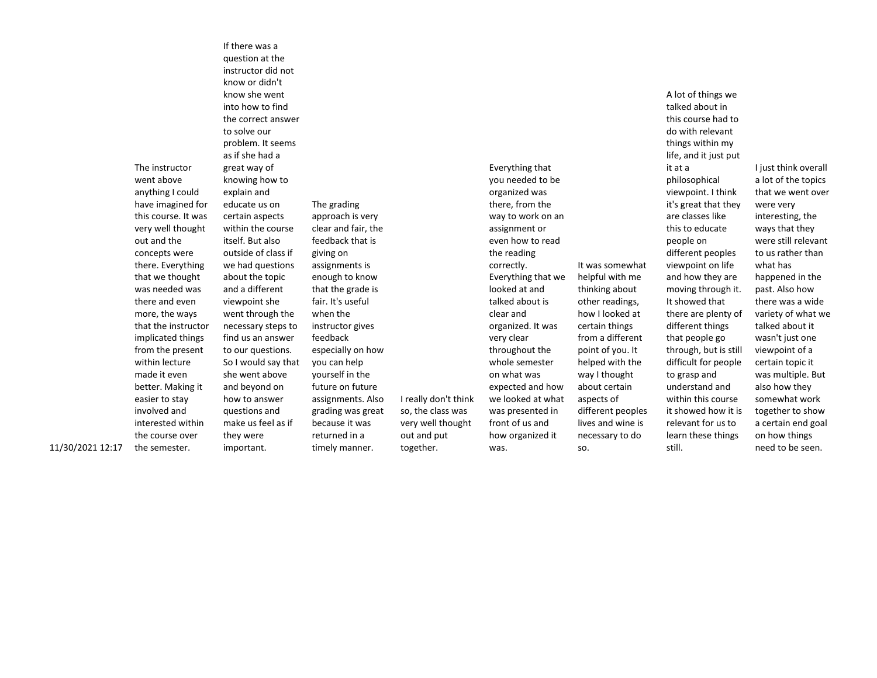| | | | | | | | | |
|---|---|---|---|---|---|---|---|---|
| 11/30/2021 12:17 | The instructor went above anything I could have imagined for this course. It was very well thought out and the concepts were there. Everything that we thought was needed was there and even more, the ways that the instructor implicated things from the present within lecture made it even better. Making it easier to stay involved and interested within the course over the semester. | If there was a question at the instructor did not know or didn't know she went into how to find the correct answer to solve our problem. It seems as if she had a great way of knowing how to explain and educate us on certain aspects within the course itself. But also outside of class if we had questions about the topic and a different viewpoint she went through the necessary steps to find us an answer to our questions. So I would say that she went above and beyond on how to answer questions and make us feel as if they were important. | The grading approach is very clear and fair, the feedback that is giving on assignments is enough to know that the grade is fair. It's useful when the instructor gives feedback especially on how you can help yourself in the future on future assignments. Also grading was great because it was returned in a timely manner. | I really don't think so, the class was very well thought out and put together. | Everything that you needed to be organized was there, from the way to work on an assignment or even how to read the reading correctly. Everything that we looked at and talked about is clear and organized. It was very clear throughout the whole semester on what was expected and how we looked at what was presented in front of us and how organized it was. | It was somewhat helpful with me thinking about other readings, how I looked at certain things from a different point of you. It helped with the way I thought about certain aspects of different peoples lives and wine is necessary to do so. | A lot of things we talked about in this course had to do with relevant things within my life, and it just put it at a philosophical viewpoint. I think it's great that they are classes like this to educate people on different peoples viewpoint on life and how they are moving through it. It showed that there are plenty of different things that people go through, but is still difficult for people to grasp and understand and within this course it showed how it is relevant for us to learn these things still. | I just think overall a lot of the topics that we went over were very interesting, the ways that they were still relevant to us rather than what has happened in the past. Also how there was a wide variety of what we talked about it wasn't just one viewpoint of a certain topic it was multiple. But also how they somewhat work together to show a certain end goal on how things need to be seen. |